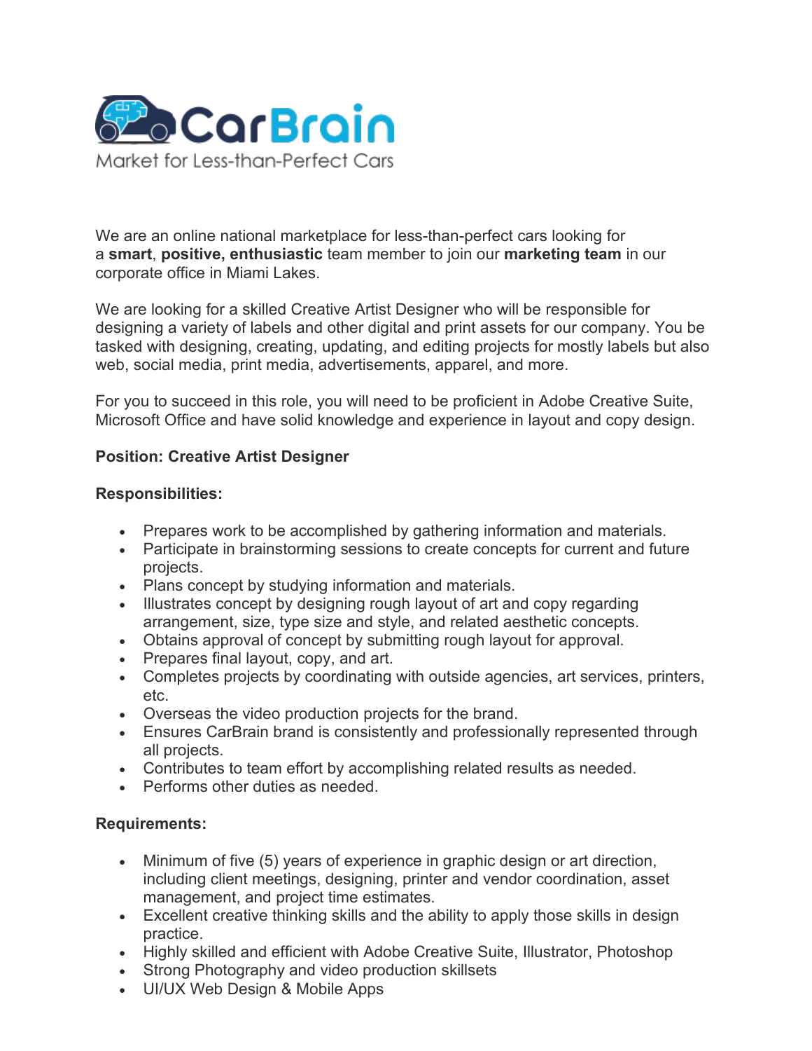CarBrain

Market for Less-than-Perfect Cars

We are an online national marketplace for less-than-perfect cars looking for a **smart**, **positive, enthusiastic** team member to join our **marketing team** in our corporate office in Miami Lakes.

We are looking for a skilled Creative Artist Designer who will be responsible for designing a variety of labels and other digital and print assets for our company. You be tasked with designing, creating, updating, and editing projects for mostly labels but also web, social media, print media, advertisements, apparel, and more.

For you to succeed in this role, you will need to be proficient in Adobe Creative Suite, Microsoft Office and have solid knowledge and experience in layout and copy design.

**Position: Creative Artist Designer**

**Responsibilities:**

- Prepares work to be accomplished by gathering information and materials.
- Participate in brainstorming sessions to create concepts for current and future projects.
- Plans concept by studying information and materials.
- Illustrates concept by designing rough layout of art and copy regarding arrangement, size, type size and style, and related aesthetic concepts.
- Obtains approval of concept by submitting rough layout for approval.
- Prepares final layout, copy, and art.
- Completes projects by coordinating with outside agencies, art services, printers, etc.
- Overseas the video production projects for the brand.
- Ensures CarBrain brand is consistently and professionally represented through all projects.
- Contributes to team effort by accomplishing related results as needed.
- Performs other duties as needed.

**Requirements:**

- Minimum of five (5) years of experience in graphic design or art direction, including client meetings, designing, printer and vendor coordination, asset management, and project time estimates.
- Excellent creative thinking skills and the ability to apply those skills in design practice.
- Highly skilled and efficient with Adobe Creative Suite, Illustrator, Photoshop
- Strong Photography and video production skillsets
- UI/UX Web Design & Mobile Apps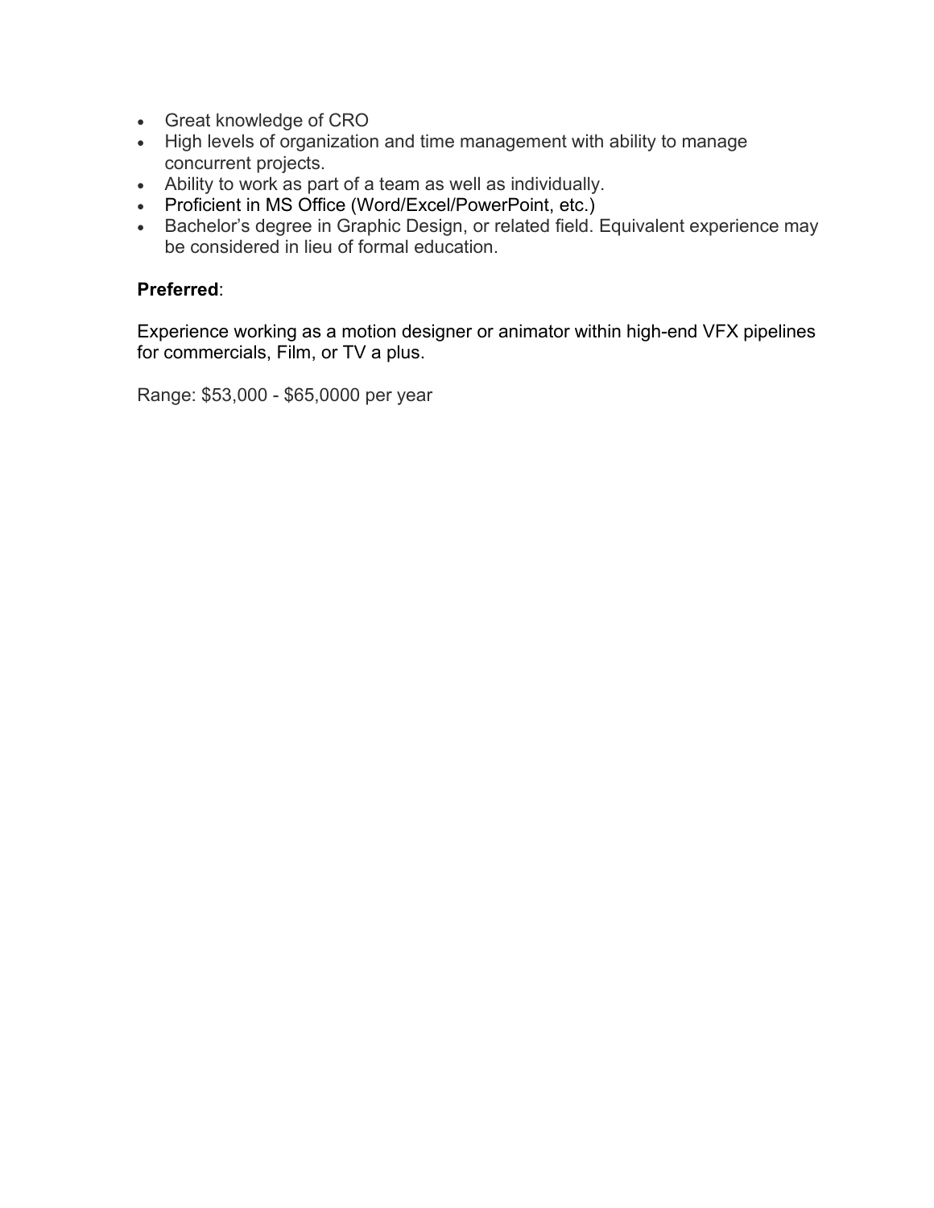- Great knowledge of CRO
- High levels of organization and time management with ability to manage concurrent projects.
- Ability to work as part of a team as well as individually.
- Proficient in MS Office (Word/Excel/PowerPoint, etc.)
- Bachelor's degree in Graphic Design, or related field. Equivalent experience may be considered in lieu of formal education.

**Preferred**:

Experience working as a motion designer or animator within high-end VFX pipelines for commercials, Film, or TV a plus.

Range: $53,000 - $65,0000 per year